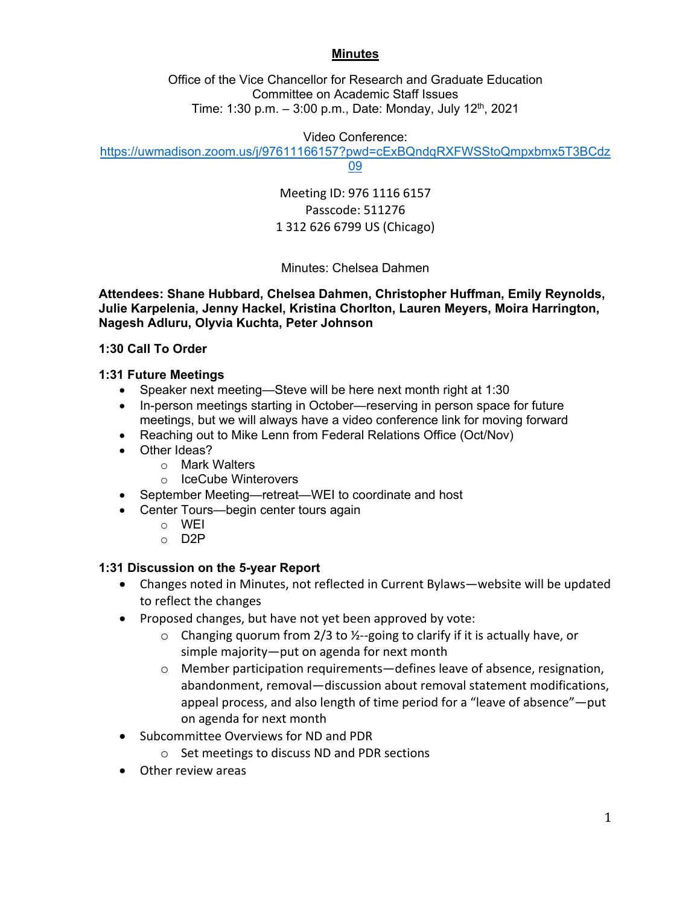**Minutes**

Office of the Vice Chancellor for Research and Graduate Education
Committee on Academic Staff Issues
Time: 1:30 p.m. – 3:00 p.m., Date: Monday, July 12th, 2021

Video Conference:
https://uwmadison.zoom.us/j/97611166157?pwd=cExBQndqRXFWSStoQmpxbmx5T3BCdz09

Meeting ID: 976 1116 6157
Passcode: 511276
1 312 626 6799 US (Chicago)

Minutes: Chelsea Dahmen

**Attendees: Shane Hubbard, Chelsea Dahmen, Christopher Huffman, Emily Reynolds, Julie Karpelenia, Jenny Hackel, Kristina Chorlton, Lauren Meyers, Moira Harrington, Nagesh Adluru, Olyvia Kuchta, Peter Johnson**

**1:30 Call To Order**

**1:31 Future Meetings**

- Speaker next meeting—Steve will be here next month right at 1:30
- In-person meetings starting in October—reserving in person space for future meetings, but we will always have a video conference link for moving forward
- Reaching out to Mike Lenn from Federal Relations Office (Oct/Nov)
- Other Ideas?
  - Mark Walters
  - IceCube Winterovers
- September Meeting—retreat—WEI to coordinate and host
- Center Tours—begin center tours again
  - WEI
  - D2P

**1:31 Discussion on the 5-year Report**

- Changes noted in Minutes, not reflected in Current Bylaws—website will be updated to reflect the changes
- Proposed changes, but have not yet been approved by vote:
  - Changing quorum from 2/3 to ½--going to clarify if it is actually have, or simple majority—put on agenda for next month
  - Member participation requirements—defines leave of absence, resignation, abandonment, removal—discussion about removal statement modifications, appeal process, and also length of time period for a "leave of absence"—put on agenda for next month
- Subcommittee Overviews for ND and PDR
  - Set meetings to discuss ND and PDR sections
- Other review areas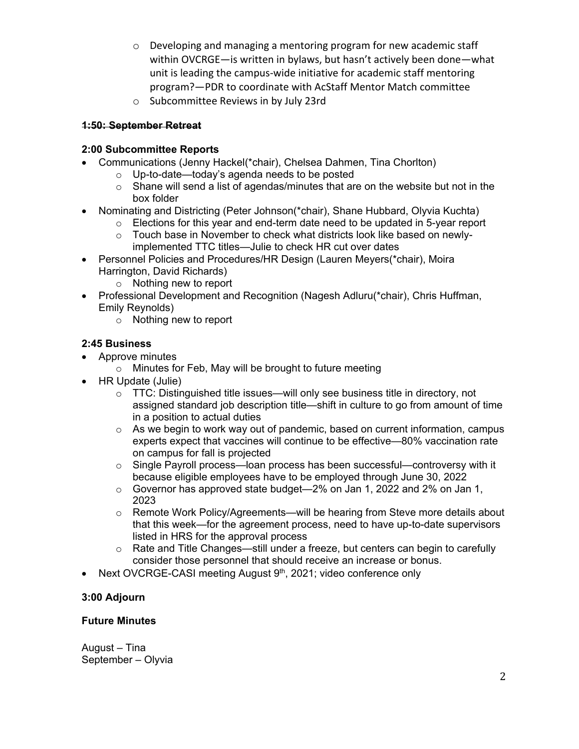- Developing and managing a mentoring program for new academic staff within OVCRGE—is written in bylaws, but hasn't actively been done—what unit is leading the campus-wide initiative for academic staff mentoring program?—PDR to coordinate with AcStaff Mentor Match committee
  - Subcommittee Reviews in by July 23rd

**~~1:50: September Retreat~~**

**2:00 Subcommittee Reports**

- Communications (Jenny Hackel(*chair), Chelsea Dahmen, Tina Chorlton)
  - Up-to-date—today's agenda needs to be posted
  - Shane will send a list of agendas/minutes that are on the website but not in the box folder
- Nominating and Districting (Peter Johnson(*chair), Shane Hubbard, Olyvia Kuchta)
  - Elections for this year and end-term date need to be updated in 5-year report
  - Touch base in November to check what districts look like based on newly-implemented TTC titles—Julie to check HR cut over dates
- Personnel Policies and Procedures/HR Design (Lauren Meyers(*chair), Moira Harrington, David Richards)
  - Nothing new to report
- Professional Development and Recognition (Nagesh Adluru(*chair), Chris Huffman, Emily Reynolds)
  - Nothing new to report

**2:45 Business**

- Approve minutes
  - Minutes for Feb, May will be brought to future meeting
- HR Update (Julie)
  - TTC: Distinguished title issues—will only see business title in directory, not assigned standard job description title—shift in culture to go from amount of time in a position to actual duties
  - As we begin to work way out of pandemic, based on current information, campus experts expect that vaccines will continue to be effective—80% vaccination rate on campus for fall is projected
  - Single Payroll process—loan process has been successful—controversy with it because eligible employees have to be employed through June 30, 2022
  - Governor has approved state budget—2% on Jan 1, 2022 and 2% on Jan 1, 2023
  - Remote Work Policy/Agreements—will be hearing from Steve more details about that this week—for the agreement process, need to have up-to-date supervisors listed in HRS for the approval process
  - Rate and Title Changes—still under a freeze, but centers can begin to carefully consider those personnel that should receive an increase or bonus.
- Next OVCRGE-CASI meeting August 9th, 2021; video conference only

**3:00 Adjourn**

**Future Minutes**

August – Tina
September – Olyvia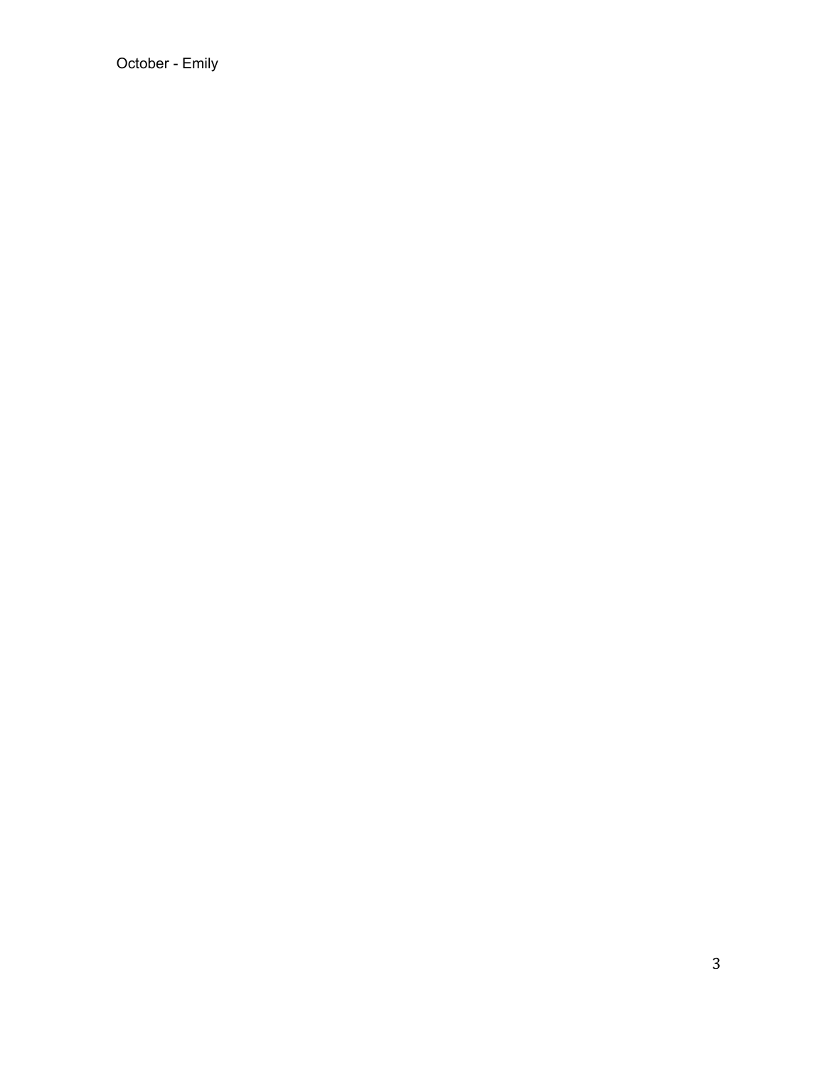October - Emily